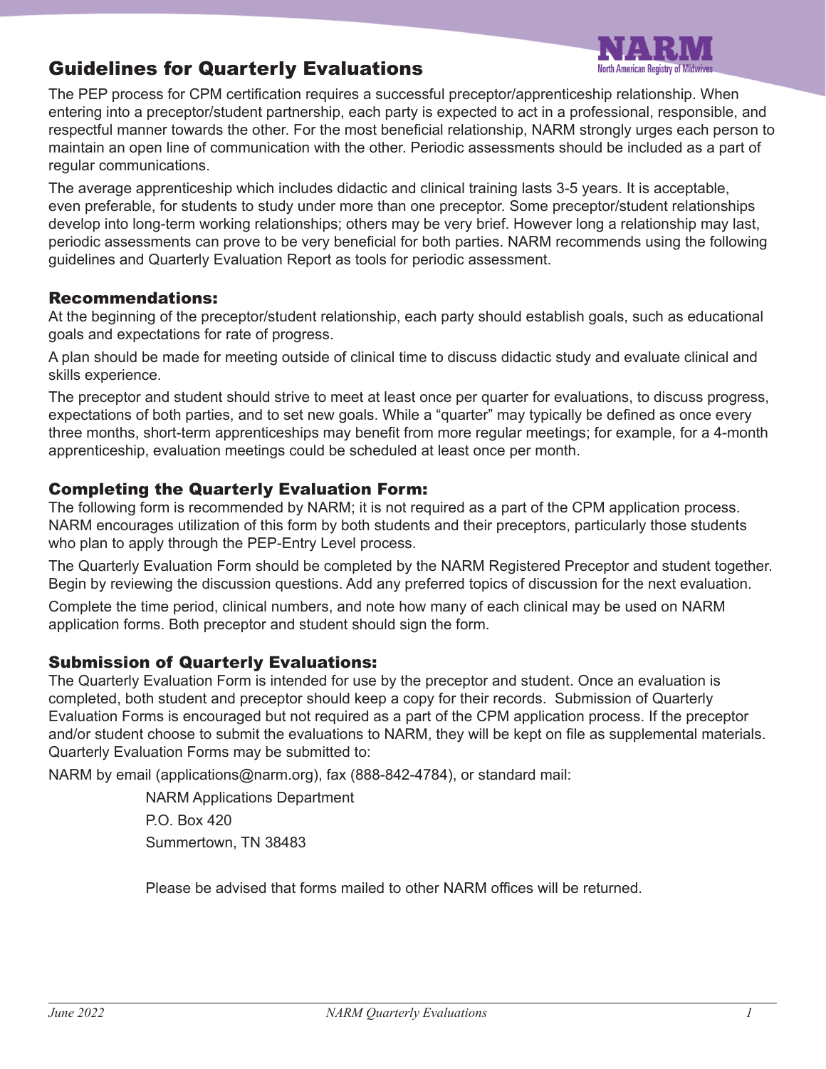# Guidelines for Quarterly Evaluations

The PEP process for CPM certification requires a successful preceptor/apprenticeship relationship. When entering into a preceptor/student partnership, each party is expected to act in a professional, responsible, and respectful manner towards the other. For the most beneficial relationship, NARM strongly urges each person to maintain an open line of communication with the other. Periodic assessments should be included as a part of regular communications.

The average apprenticeship which includes didactic and clinical training lasts 3-5 years. It is acceptable, even preferable, for students to study under more than one preceptor. Some preceptor/student relationships develop into long-term working relationships; others may be very brief. However long a relationship may last, periodic assessments can prove to be very beneficial for both parties. NARM recommends using the following guidelines and Quarterly Evaluation Report as tools for periodic assessment.

## Recommendations:

At the beginning of the preceptor/student relationship, each party should establish goals, such as educational goals and expectations for rate of progress.

A plan should be made for meeting outside of clinical time to discuss didactic study and evaluate clinical and skills experience.

The preceptor and student should strive to meet at least once per quarter for evaluations, to discuss progress, expectations of both parties, and to set new goals. While a "quarter" may typically be defined as once every three months, short-term apprenticeships may benefit from more regular meetings; for example, for a 4-month apprenticeship, evaluation meetings could be scheduled at least once per month.

## Completing the Quarterly Evaluation Form:

The following form is recommended by NARM; it is not required as a part of the CPM application process. NARM encourages utilization of this form by both students and their preceptors, particularly those students who plan to apply through the PEP-Entry Level process.

The Quarterly Evaluation Form should be completed by the NARM Registered Preceptor and student together. Begin by reviewing the discussion questions. Add any preferred topics of discussion for the next evaluation.

Complete the time period, clinical numbers, and note how many of each clinical may be used on NARM application forms. Both preceptor and student should sign the form.

## Submission of Quarterly Evaluations:

The Quarterly Evaluation Form is intended for use by the preceptor and student. Once an evaluation is completed, both student and preceptor should keep a copy for their records. Submission of Quarterly Evaluation Forms is encouraged but not required as a part of the CPM application process. If the preceptor and/or student choose to submit the evaluations to NARM, they will be kept on file as supplemental materials. Quarterly Evaluation Forms may be submitted to:

NARM by email (applications@narm.org), fax (888-842-4784), or standard mail:

NARM Applications Department
P.O. Box 420
Summertown, TN 38483

Please be advised that forms mailed to other NARM offices will be returned.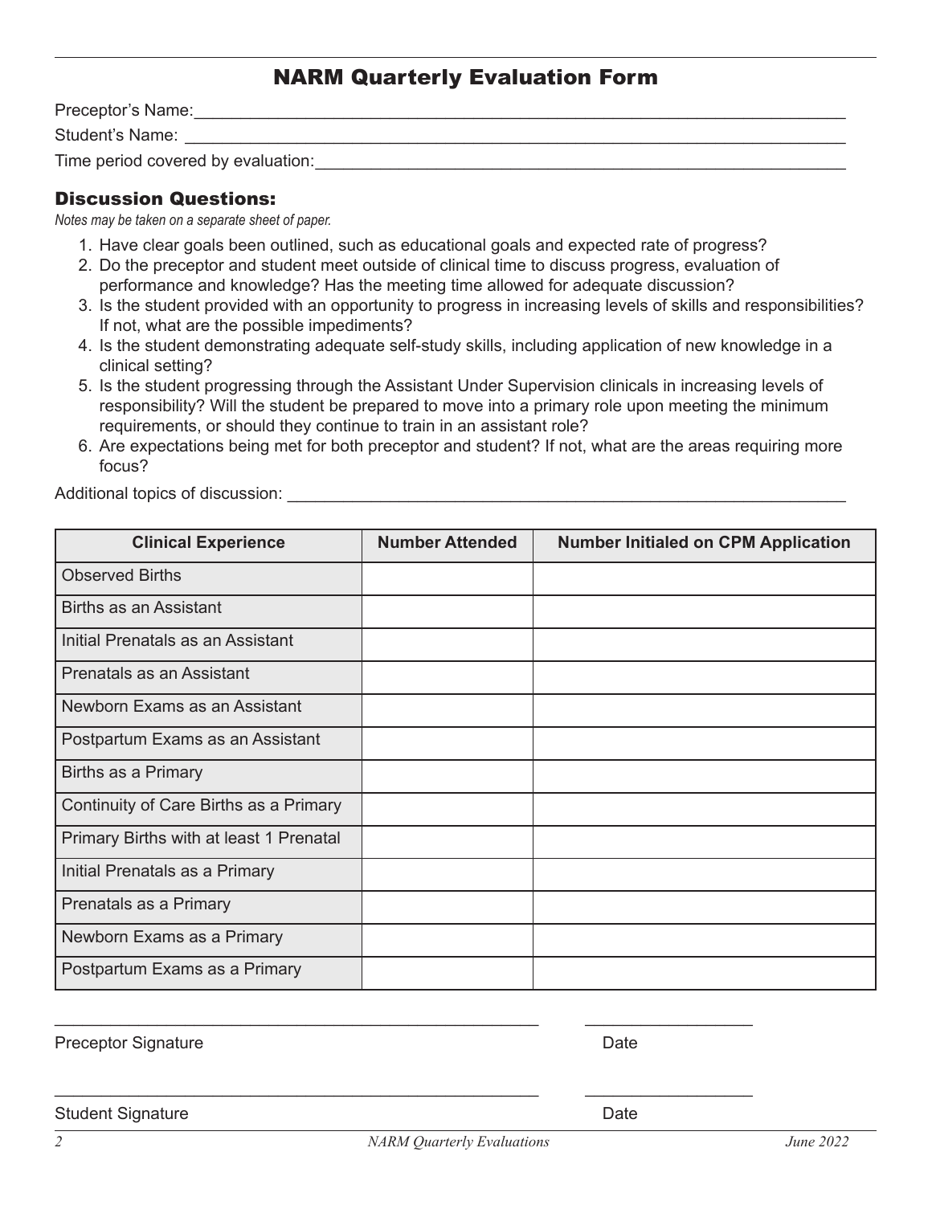# NARM Quarterly Evaluation Form

Preceptor's Name:\_\_\_\_\_\_\_\_\_\_\_\_\_\_\_\_\_\_\_\_\_\_\_\_\_\_\_\_\_\_\_\_\_\_\_\_\_\_\_\_\_\_\_\_\_\_\_\_

Student's Name: \_\_\_\_\_\_\_\_\_\_\_\_\_\_\_\_\_\_\_\_\_\_\_\_\_\_\_\_\_\_\_\_\_\_\_\_\_\_\_\_\_\_\_\_\_\_\_\_

Time period covered by evaluation:\_\_\_\_\_\_\_\_\_\_\_\_\_\_\_\_\_\_\_\_\_\_\_\_\_\_\_\_\_\_\_\_\_\_\_\_\_\_

## Discussion Questions:

*Notes may be taken on a separate sheet of paper.*

1. Have clear goals been outlined, such as educational goals and expected rate of progress?
2. Do the preceptor and student meet outside of clinical time to discuss progress, evaluation of performance and knowledge? Has the meeting time allowed for adequate discussion?
3. Is the student provided with an opportunity to progress in increasing levels of skills and responsibilities? If not, what are the possible impediments?
4. Is the student demonstrating adequate self-study skills, including application of new knowledge in a clinical setting?
5. Is the student progressing through the Assistant Under Supervision clinicals in increasing levels of responsibility? Will the student be prepared to move into a primary role upon meeting the minimum requirements, or should they continue to train in an assistant role?
6. Are expectations being met for both preceptor and student? If not, what are the areas requiring more focus?

Additional topics of discussion: \_\_\_\_\_\_\_\_\_\_\_\_\_\_\_\_\_\_\_\_\_\_\_\_\_\_\_\_\_\_\_\_\_\_\_\_\_\_\_\_\_\_

| Clinical Experience | Number Attended | Number Initialed on CPM Application |
|---|---|---|
| Observed Births | | |
| Births as an Assistant | | |
| Initial Prenatals as an Assistant | | |
| Prenatals as an Assistant | | |
| Newborn Exams as an Assistant | | |
| Postpartum Exams as an Assistant | | |
| Births as a Primary | | |
| Continuity of Care Births as a Primary | | |
| Primary Births with at least 1 Prenatal | | |
| Initial Prenatals as a Primary | | |
| Prenatals as a Primary | | |
| Newborn Exams as a Primary | | |
| Postpartum Exams as a Primary | | |

\_\_\_\_\_\_\_\_\_\_\_\_\_\_\_\_\_\_\_\_\_\_\_\_\_\_\_\_\_\_\_\_\_\_\_\_\_\_\_\_ \_\_\_\_\_\_\_\_\_\_\_\_\_\_\_\_

Preceptor Signature Date

\_\_\_\_\_\_\_\_\_\_\_\_\_\_\_\_\_\_\_\_\_\_\_\_\_\_\_\_\_\_\_\_\_\_\_\_\_\_\_\_ \_\_\_\_\_\_\_\_\_\_\_\_\_\_\_\_

Student Signature Date